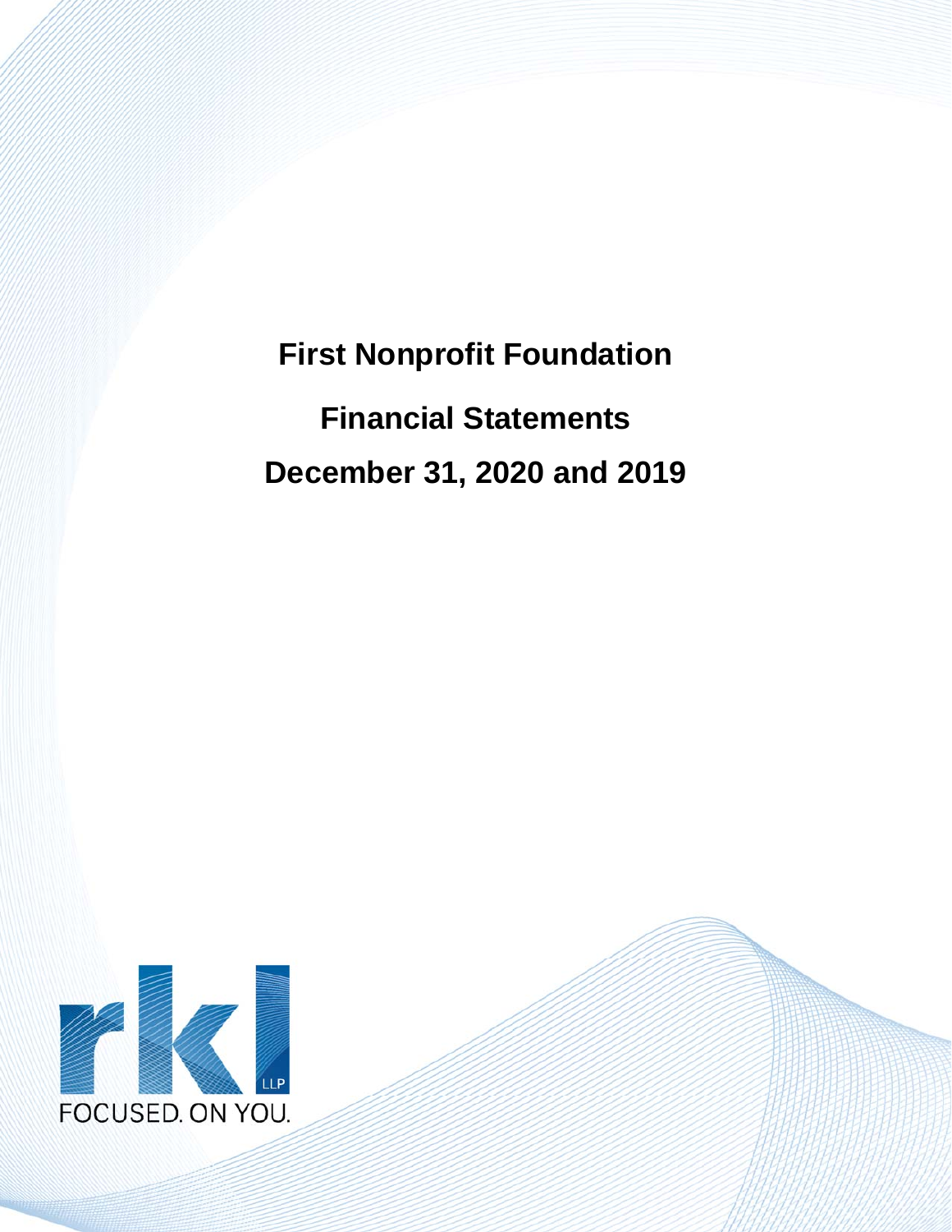# First Nonprofit Foundation

## Financial Statements

## December 31, 2020 and 2019

rkl LLP

FOCUSED. ON YOU.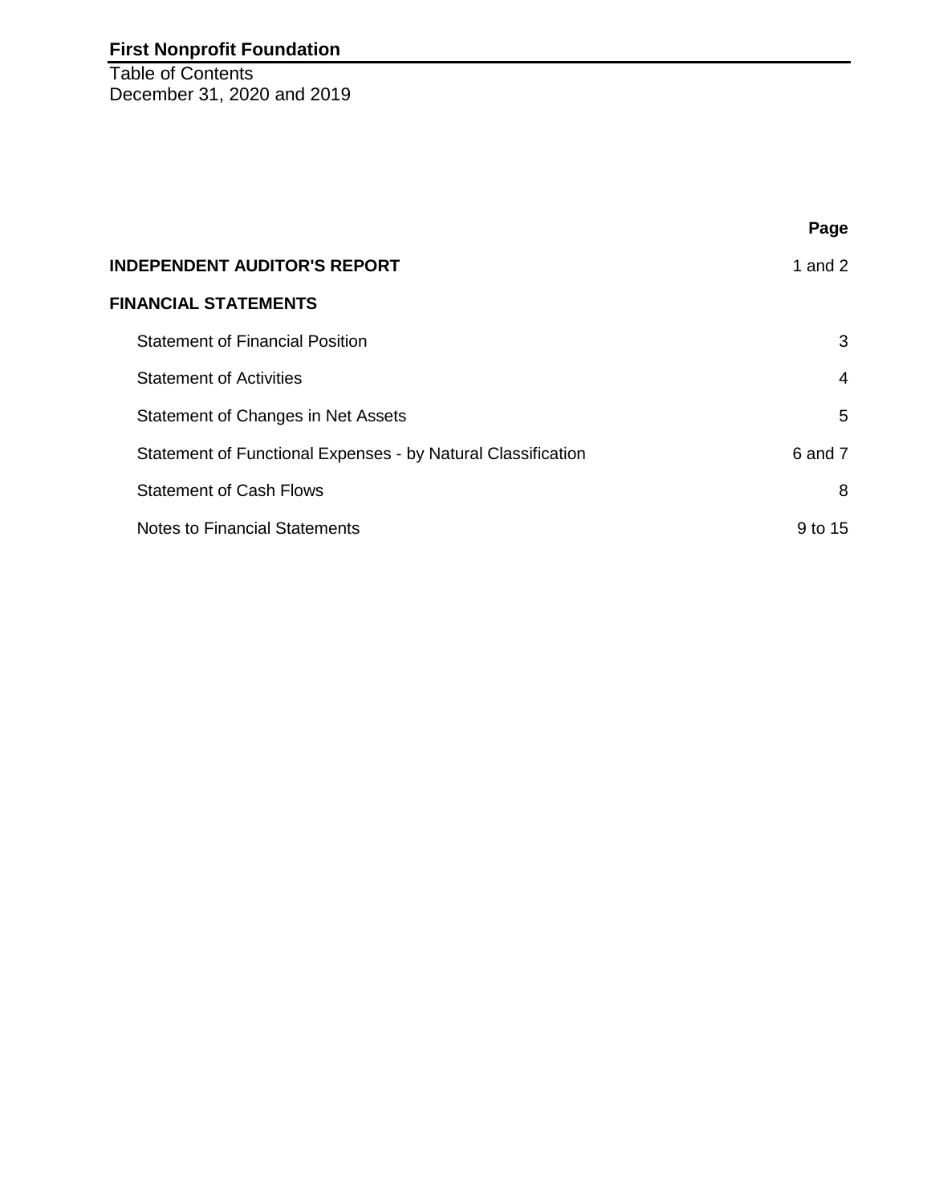# First Nonprofit Foundation

Table of Contents
December 31, 2020 and 2019

| | Page |
|---|---|
| **INDEPENDENT AUDITOR'S REPORT** | 1 and 2 |
| **FINANCIAL STATEMENTS** | |
| Statement of Financial Position | 3 |
| Statement of Activities | 4 |
| Statement of Changes in Net Assets | 5 |
| Statement of Functional Expenses - by Natural Classification | 6 and 7 |
| Statement of Cash Flows | 8 |
| Notes to Financial Statements | 9 to 15 |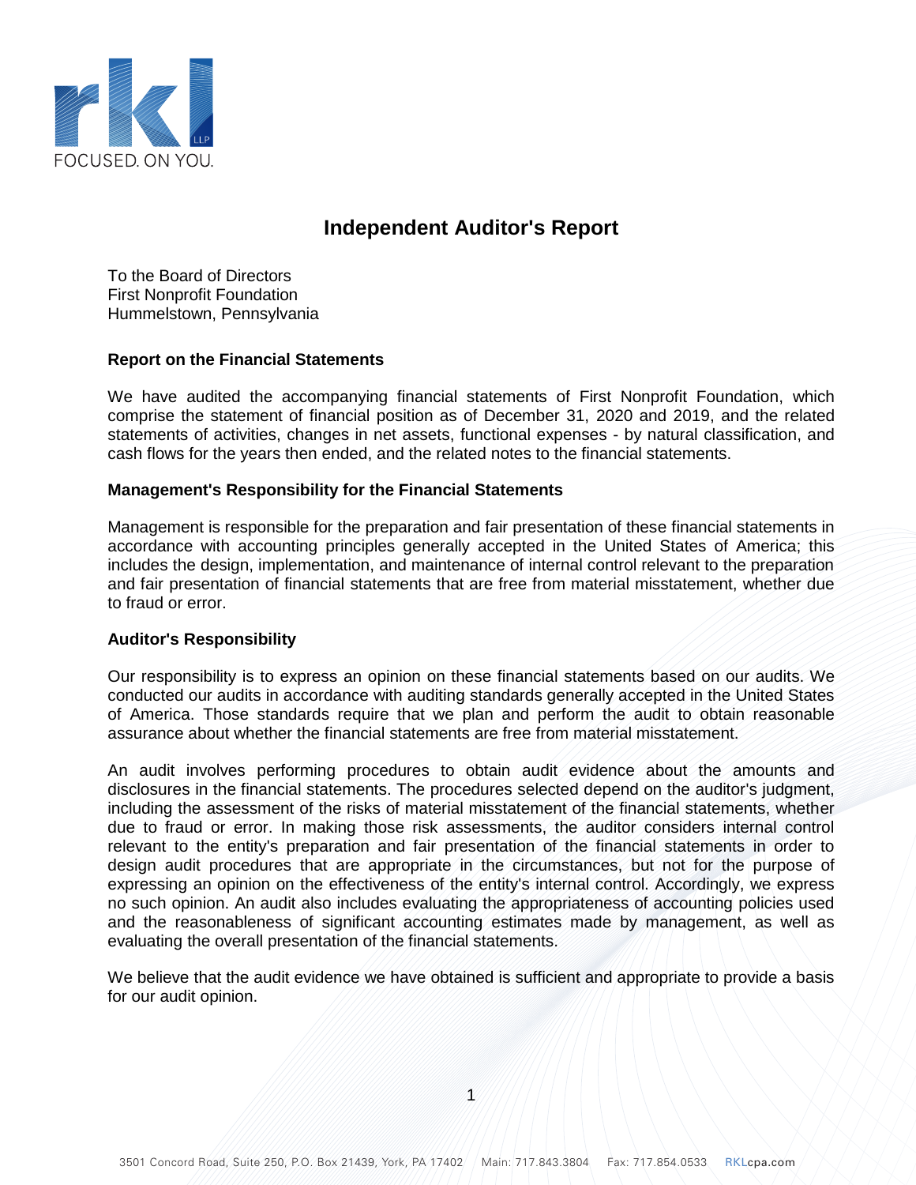# Independent Auditor's Report

To the Board of Directors
First Nonprofit Foundation
Hummelstown, Pennsylvania

## Report on the Financial Statements

We have audited the accompanying financial statements of First Nonprofit Foundation, which comprise the statement of financial position as of December 31, 2020 and 2019, and the related statements of activities, changes in net assets, functional expenses - by natural classification, and cash flows for the years then ended, and the related notes to the financial statements.

## Management's Responsibility for the Financial Statements

Management is responsible for the preparation and fair presentation of these financial statements in accordance with accounting principles generally accepted in the United States of America; this includes the design, implementation, and maintenance of internal control relevant to the preparation and fair presentation of financial statements that are free from material misstatement, whether due to fraud or error.

## Auditor's Responsibility

Our responsibility is to express an opinion on these financial statements based on our audits. We conducted our audits in accordance with auditing standards generally accepted in the United States of America. Those standards require that we plan and perform the audit to obtain reasonable assurance about whether the financial statements are free from material misstatement.

An audit involves performing procedures to obtain audit evidence about the amounts and disclosures in the financial statements. The procedures selected depend on the auditor's judgment, including the assessment of the risks of material misstatement of the financial statements, whether due to fraud or error. In making those risk assessments, the auditor considers internal control relevant to the entity's preparation and fair presentation of the financial statements in order to design audit procedures that are appropriate in the circumstances, but not for the purpose of expressing an opinion on the effectiveness of the entity's internal control. Accordingly, we express no such opinion. An audit also includes evaluating the appropriateness of accounting policies used and the reasonableness of significant accounting estimates made by management, as well as evaluating the overall presentation of the financial statements.

We believe that the audit evidence we have obtained is sufficient and appropriate to provide a basis for our audit opinion.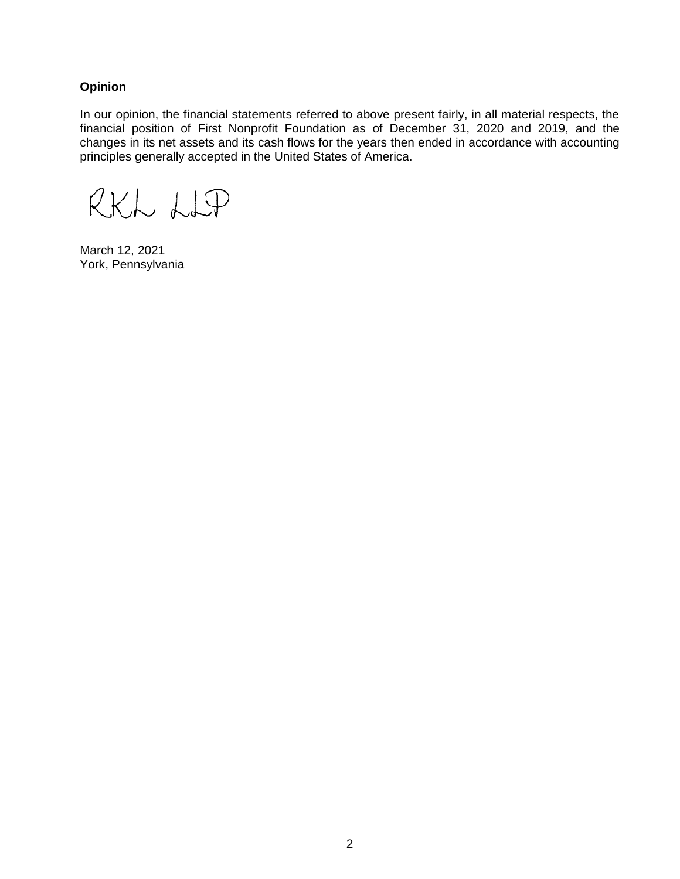**Opinion**

In our opinion, the financial statements referred to above present fairly, in all material respects, the financial position of First Nonprofit Foundation as of December 31, 2020 and 2019, and the changes in its net assets and its cash flows for the years then ended in accordance with accounting principles generally accepted in the United States of America.

RKL LLP

March 12, 2021
York, Pennsylvania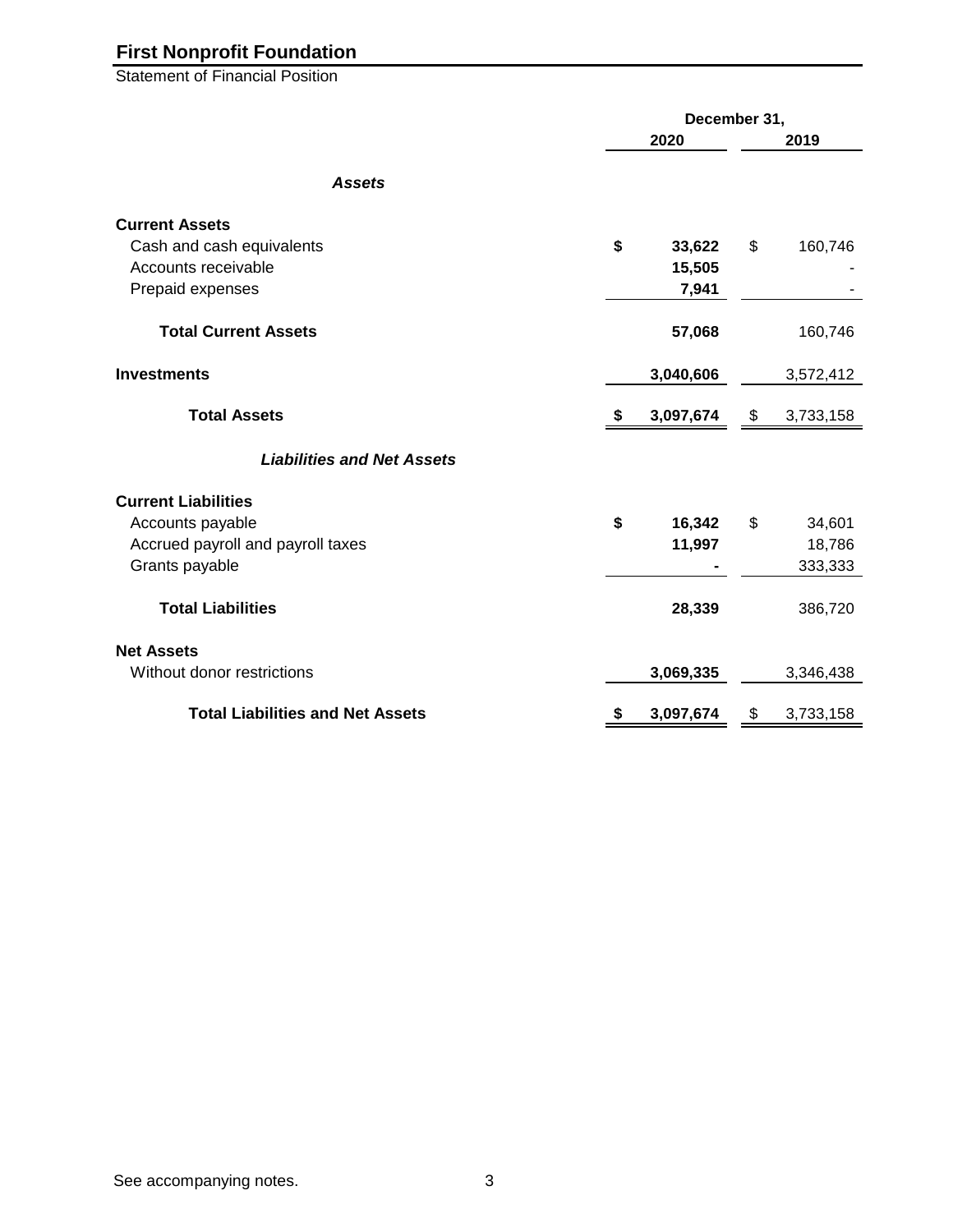# First Nonprofit Foundation

Statement of Financial Position

| | December 31, | |
|---|---|---|
| | 2020 | 2019 |
| ***Assets*** | | |
| **Current Assets** | | |
| Cash and cash equivalents | **$ 33,622** | $ 160,746 |
| Accounts receivable | **15,505** | - |
| Prepaid expenses | **7,941** | - |
| **Total Current Assets** | **57,068** | 160,746 |
| **Investments** | **3,040,606** | 3,572,412 |
| **Total Assets** | **$ 3,097,674** | $ 3,733,158 |
| ***Liabilities and Net Assets*** | | |
| **Current Liabilities** | | |
| Accounts payable | **$ 16,342** | $ 34,601 |
| Accrued payroll and payroll taxes | **11,997** | 18,786 |
| Grants payable | **-** | 333,333 |
| **Total Liabilities** | **28,339** | 386,720 |
| **Net Assets** | | |
| Without donor restrictions | **3,069,335** | 3,346,438 |
| **Total Liabilities and Net Assets** | **$ 3,097,674** | $ 3,733,158 |

See accompanying notes.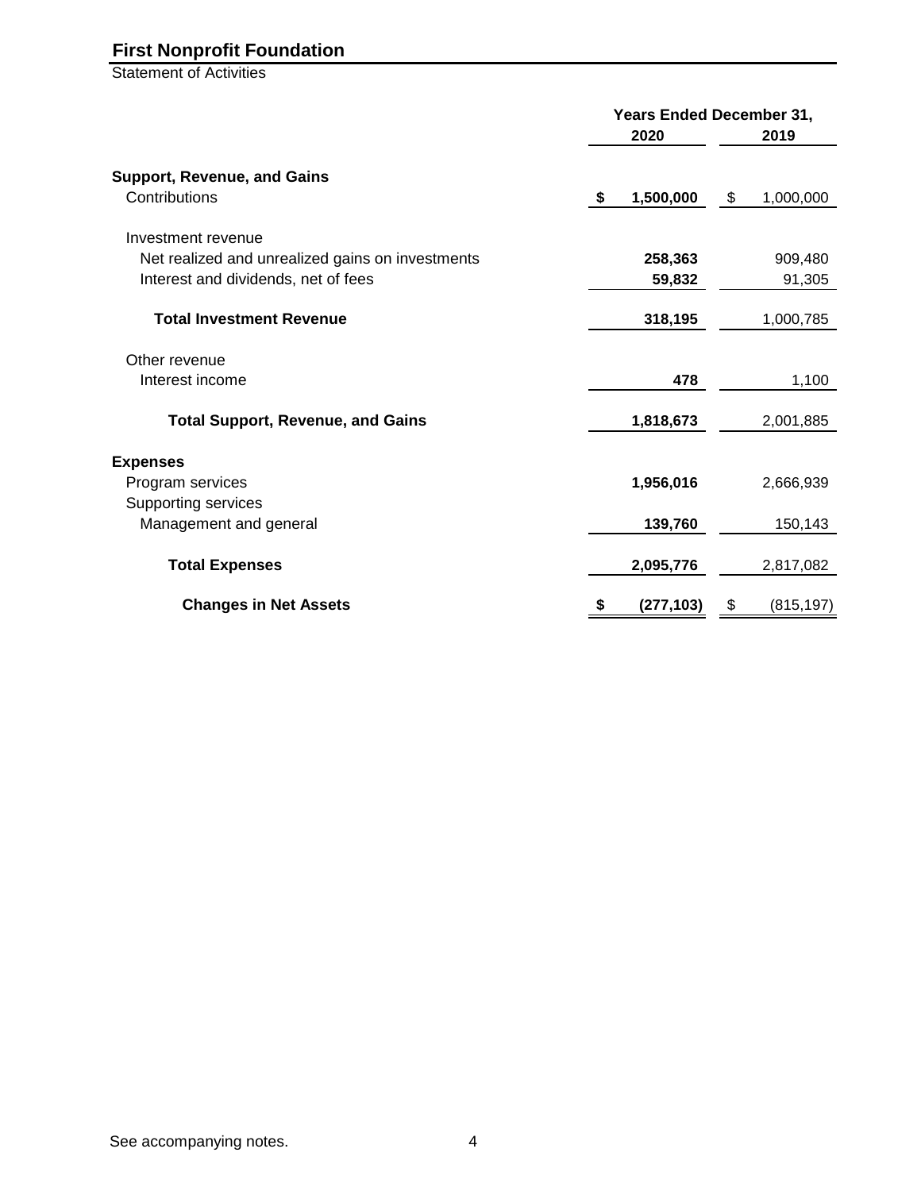# First Nonprofit Foundation

Statement of Activities

| | Years Ended December 31, | |
|---|---|---|
| | **2020** | **2019** |
| **Support, Revenue, and Gains** | | |
| Contributions | **$ 1,500,000** | $ 1,000,000 |
| Investment revenue | | |
| Net realized and unrealized gains on investments | **258,363** | 909,480 |
| Interest and dividends, net of fees | **59,832** | 91,305 |
| **Total Investment Revenue** | **318,195** | 1,000,785 |
| Other revenue | | |
| Interest income | **478** | 1,100 |
| **Total Support, Revenue, and Gains** | **1,818,673** | 2,001,885 |
| **Expenses** | | |
| Program services | **1,956,016** | 2,666,939 |
| Supporting services | | |
| Management and general | **139,760** | 150,143 |
| **Total Expenses** | **2,095,776** | 2,817,082 |
| **Changes in Net Assets** | **$ (277,103)** | $ (815,197) |

See accompanying notes.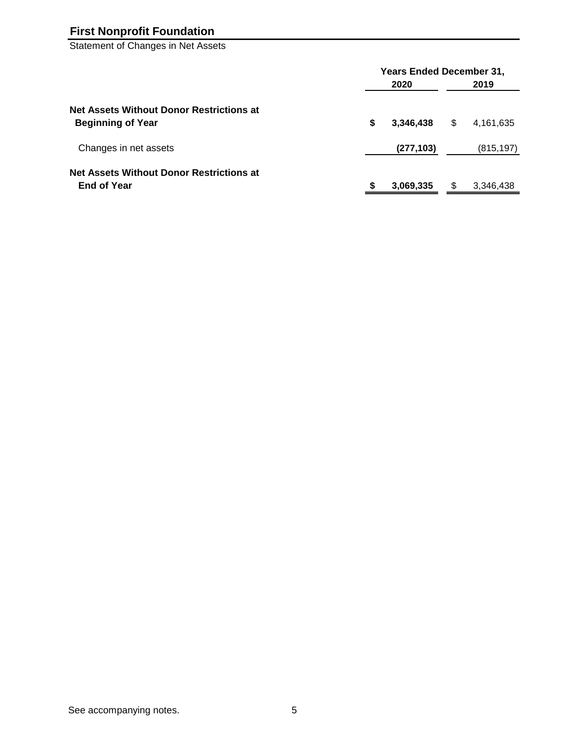# First Nonprofit Foundation

Statement of Changes in Net Assets

| | Years Ended December 31, | |
|---|---|---|
| | **2020** | **2019** |
| **Net Assets Without Donor Restrictions at Beginning of Year** | **$ 3,346,438** | $ 4,161,635 |
| Changes in net assets | **(277,103)** | (815,197) |
| **Net Assets Without Donor Restrictions at End of Year** | **$ 3,069,335** | $ 3,346,438 |

See accompanying notes.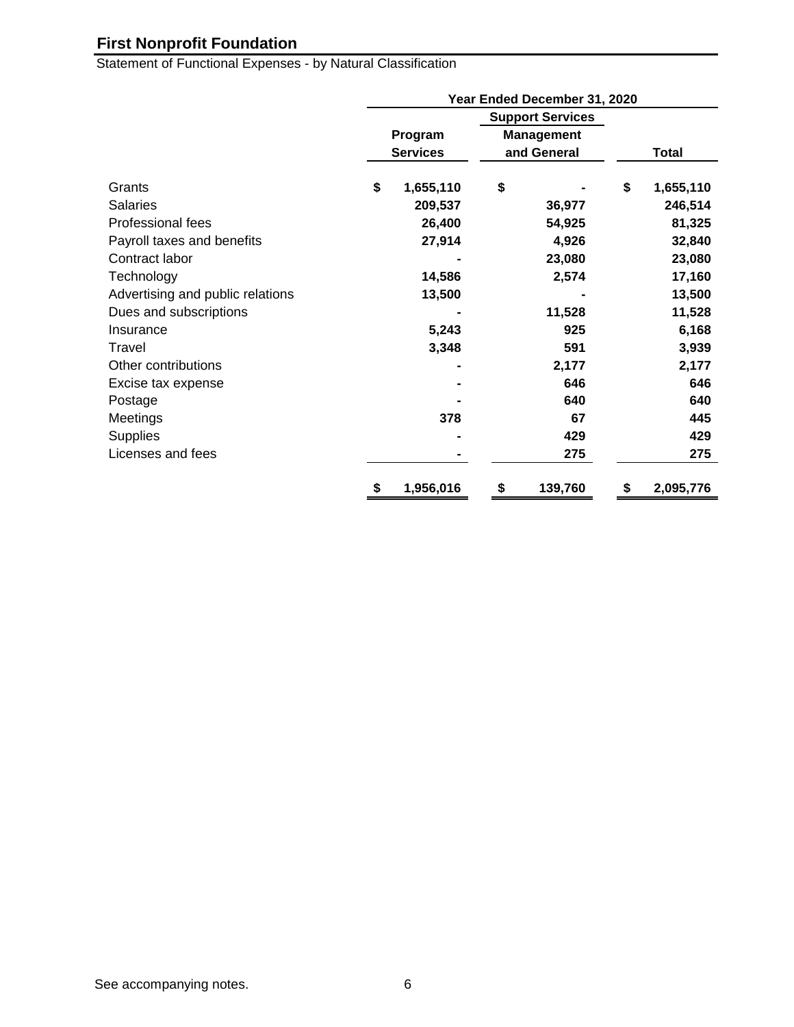# First Nonprofit Foundation

Statement of Functional Expenses - by Natural Classification

| | Year Ended December 31, 2020 | | |
|---|---|---|---|
| | | Support Services | |
| | Program Services | Management and General | Total |
| Grants | $ 1,655,110 | $ - | $ 1,655,110 |
| Salaries | 209,537 | 36,977 | 246,514 |
| Professional fees | 26,400 | 54,925 | 81,325 |
| Payroll taxes and benefits | 27,914 | 4,926 | 32,840 |
| Contract labor | - | 23,080 | 23,080 |
| Technology | 14,586 | 2,574 | 17,160 |
| Advertising and public relations | 13,500 | - | 13,500 |
| Dues and subscriptions | - | 11,528 | 11,528 |
| Insurance | 5,243 | 925 | 6,168 |
| Travel | 3,348 | 591 | 3,939 |
| Other contributions | - | 2,177 | 2,177 |
| Excise tax expense | - | 646 | 646 |
| Postage | - | 640 | 640 |
| Meetings | 378 | 67 | 445 |
| Supplies | - | 429 | 429 |
| Licenses and fees | - | 275 | 275 |
| | $ 1,956,016 | $ 139,760 | $ 2,095,776 |

See accompanying notes.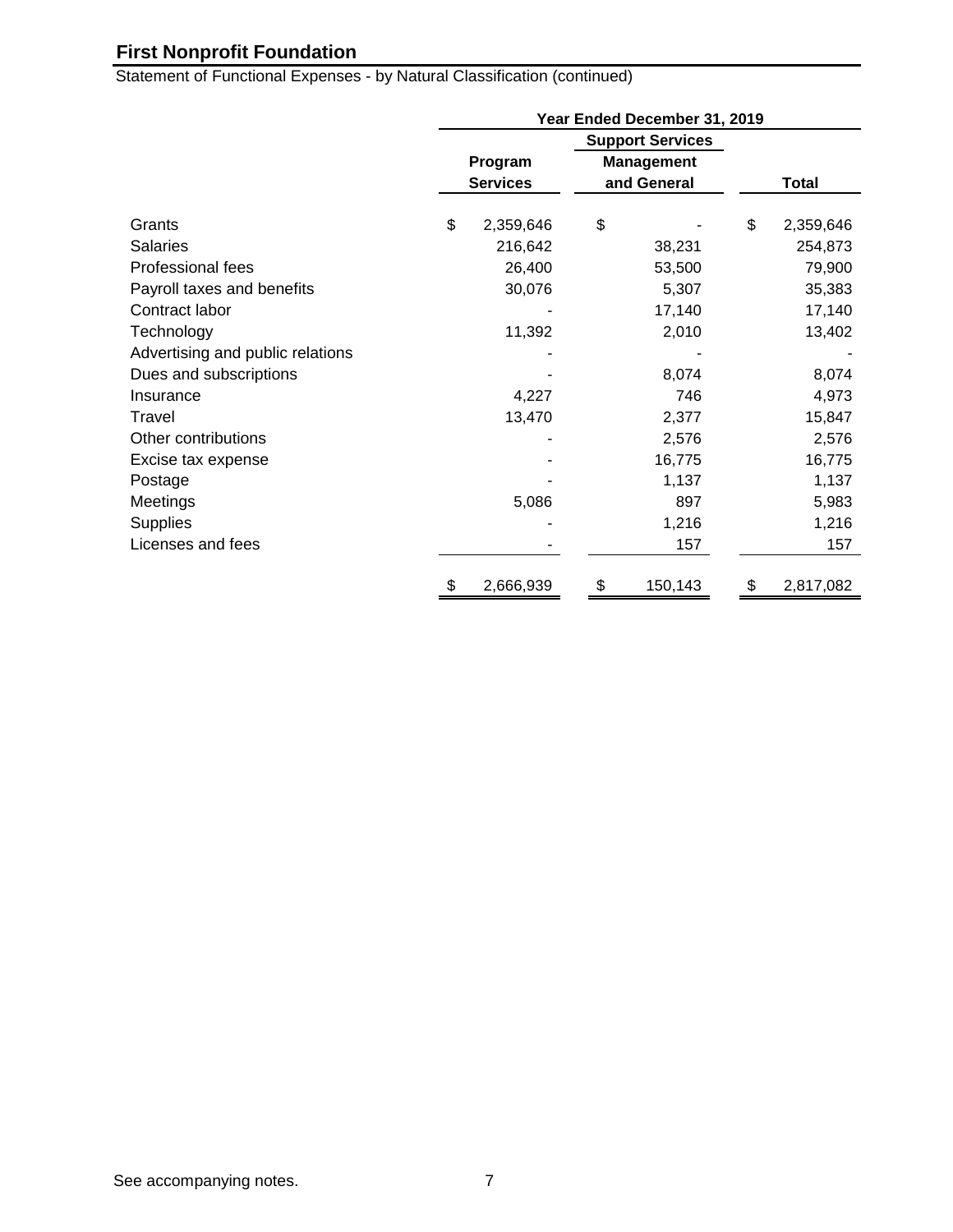# First Nonprofit Foundation

Statement of Functional Expenses - by Natural Classification (continued)

| | Year Ended December 31, 2019 | | |
|---|---|---|---|
| | | Support Services | |
| | Program Services | Management and General | Total |
| Grants | $ 2,359,646 | $ - | $ 2,359,646 |
| Salaries | 216,642 | 38,231 | 254,873 |
| Professional fees | 26,400 | 53,500 | 79,900 |
| Payroll taxes and benefits | 30,076 | 5,307 | 35,383 |
| Contract labor | - | 17,140 | 17,140 |
| Technology | 11,392 | 2,010 | 13,402 |
| Advertising and public relations | - | - | - |
| Dues and subscriptions | - | 8,074 | 8,074 |
| Insurance | 4,227 | 746 | 4,973 |
| Travel | 13,470 | 2,377 | 15,847 |
| Other contributions | - | 2,576 | 2,576 |
| Excise tax expense | - | 16,775 | 16,775 |
| Postage | - | 1,137 | 1,137 |
| Meetings | 5,086 | 897 | 5,983 |
| Supplies | - | 1,216 | 1,216 |
| Licenses and fees | - | 157 | 157 |
| | $ 2,666,939 | $ 150,143 | $ 2,817,082 |

See accompanying notes.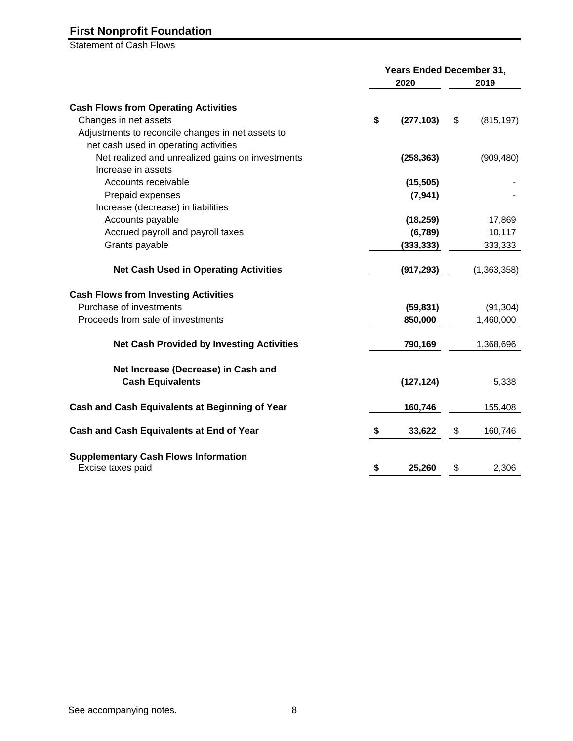# First Nonprofit Foundation

Statement of Cash Flows

| | Years Ended December 31, | |
|---|---|---|
| | 2020 | 2019 |
| **Cash Flows from Operating Activities** | | |
| Changes in net assets | **$ (277,103)** | $ (815,197) |
| Adjustments to reconcile changes in net assets to net cash used in operating activities | | |
| Net realized and unrealized gains on investments | **(258,363)** | (909,480) |
| Increase in assets | | |
| Accounts receivable | **(15,505)** | - |
| Prepaid expenses | **(7,941)** | - |
| Increase (decrease) in liabilities | | |
| Accounts payable | **(18,259)** | 17,869 |
| Accrued payroll and payroll taxes | **(6,789)** | 10,117 |
| Grants payable | **(333,333)** | 333,333 |
| **Net Cash Used in Operating Activities** | **(917,293)** | (1,363,358) |
| **Cash Flows from Investing Activities** | | |
| Purchase of investments | **(59,831)** | (91,304) |
| Proceeds from sale of investments | **850,000** | 1,460,000 |
| **Net Cash Provided by Investing Activities** | **790,169** | 1,368,696 |
| **Net Increase (Decrease) in Cash and Cash Equivalents** | **(127,124)** | 5,338 |
| **Cash and Cash Equivalents at Beginning of Year** | **160,746** | 155,408 |
| **Cash and Cash Equivalents at End of Year** | **$ 33,622** | $ 160,746 |
| **Supplementary Cash Flows Information** | | |
| Excise taxes paid | **$ 25,260** | $ 2,306 |

See accompanying notes.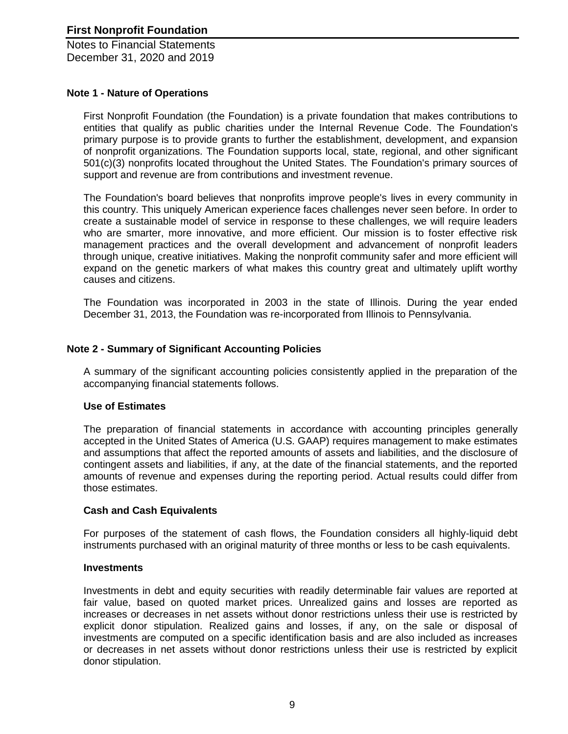# First Nonprofit Foundation

Notes to Financial Statements
December 31, 2020 and 2019

## Note 1 - Nature of Operations

First Nonprofit Foundation (the Foundation) is a private foundation that makes contributions to entities that qualify as public charities under the Internal Revenue Code. The Foundation's primary purpose is to provide grants to further the establishment, development, and expansion of nonprofit organizations. The Foundation supports local, state, regional, and other significant 501(c)(3) nonprofits located throughout the United States. The Foundation's primary sources of support and revenue are from contributions and investment revenue.

The Foundation's board believes that nonprofits improve people's lives in every community in this country. This uniquely American experience faces challenges never seen before. In order to create a sustainable model of service in response to these challenges, we will require leaders who are smarter, more innovative, and more efficient. Our mission is to foster effective risk management practices and the overall development and advancement of nonprofit leaders through unique, creative initiatives. Making the nonprofit community safer and more efficient will expand on the genetic markers of what makes this country great and ultimately uplift worthy causes and citizens.

The Foundation was incorporated in 2003 in the state of Illinois. During the year ended December 31, 2013, the Foundation was re-incorporated from Illinois to Pennsylvania.

## Note 2 - Summary of Significant Accounting Policies

A summary of the significant accounting policies consistently applied in the preparation of the accompanying financial statements follows.

### Use of Estimates

The preparation of financial statements in accordance with accounting principles generally accepted in the United States of America (U.S. GAAP) requires management to make estimates and assumptions that affect the reported amounts of assets and liabilities, and the disclosure of contingent assets and liabilities, if any, at the date of the financial statements, and the reported amounts of revenue and expenses during the reporting period. Actual results could differ from those estimates.

### Cash and Cash Equivalents

For purposes of the statement of cash flows, the Foundation considers all highly-liquid debt instruments purchased with an original maturity of three months or less to be cash equivalents.

### Investments

Investments in debt and equity securities with readily determinable fair values are reported at fair value, based on quoted market prices. Unrealized gains and losses are reported as increases or decreases in net assets without donor restrictions unless their use is restricted by explicit donor stipulation. Realized gains and losses, if any, on the sale or disposal of investments are computed on a specific identification basis and are also included as increases or decreases in net assets without donor restrictions unless their use is restricted by explicit donor stipulation.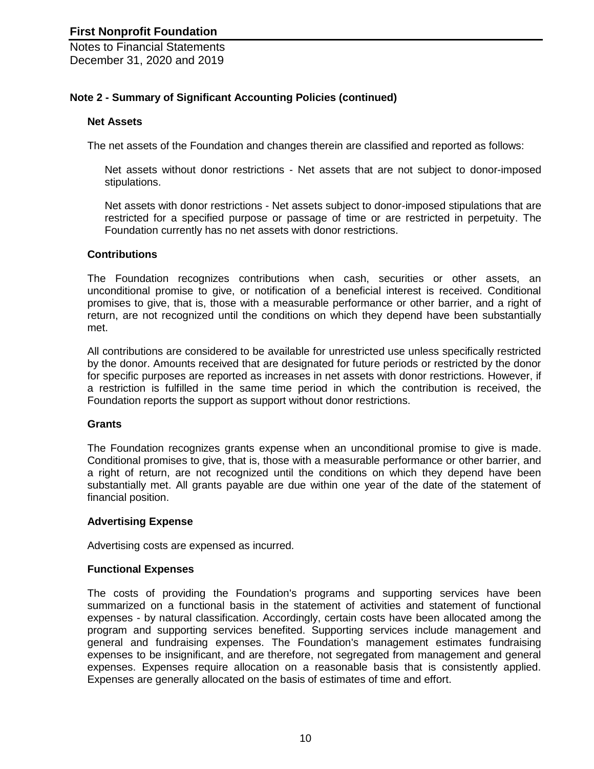# First Nonprofit Foundation

Notes to Financial Statements
December 31, 2020 and 2019

## Note 2 - Summary of Significant Accounting Policies (continued)

### Net Assets

The net assets of the Foundation and changes therein are classified and reported as follows:

Net assets without donor restrictions - Net assets that are not subject to donor-imposed stipulations.

Net assets with donor restrictions - Net assets subject to donor-imposed stipulations that are restricted for a specified purpose or passage of time or are restricted in perpetuity. The Foundation currently has no net assets with donor restrictions.

### Contributions

The Foundation recognizes contributions when cash, securities or other assets, an unconditional promise to give, or notification of a beneficial interest is received. Conditional promises to give, that is, those with a measurable performance or other barrier, and a right of return, are not recognized until the conditions on which they depend have been substantially met.

All contributions are considered to be available for unrestricted use unless specifically restricted by the donor. Amounts received that are designated for future periods or restricted by the donor for specific purposes are reported as increases in net assets with donor restrictions. However, if a restriction is fulfilled in the same time period in which the contribution is received, the Foundation reports the support as support without donor restrictions.

### Grants

The Foundation recognizes grants expense when an unconditional promise to give is made. Conditional promises to give, that is, those with a measurable performance or other barrier, and a right of return, are not recognized until the conditions on which they depend have been substantially met. All grants payable are due within one year of the date of the statement of financial position.

### Advertising Expense

Advertising costs are expensed as incurred.

### Functional Expenses

The costs of providing the Foundation's programs and supporting services have been summarized on a functional basis in the statement of activities and statement of functional expenses - by natural classification. Accordingly, certain costs have been allocated among the program and supporting services benefited. Supporting services include management and general and fundraising expenses. The Foundation's management estimates fundraising expenses to be insignificant, and are therefore, not segregated from management and general expenses. Expenses require allocation on a reasonable basis that is consistently applied. Expenses are generally allocated on the basis of estimates of time and effort.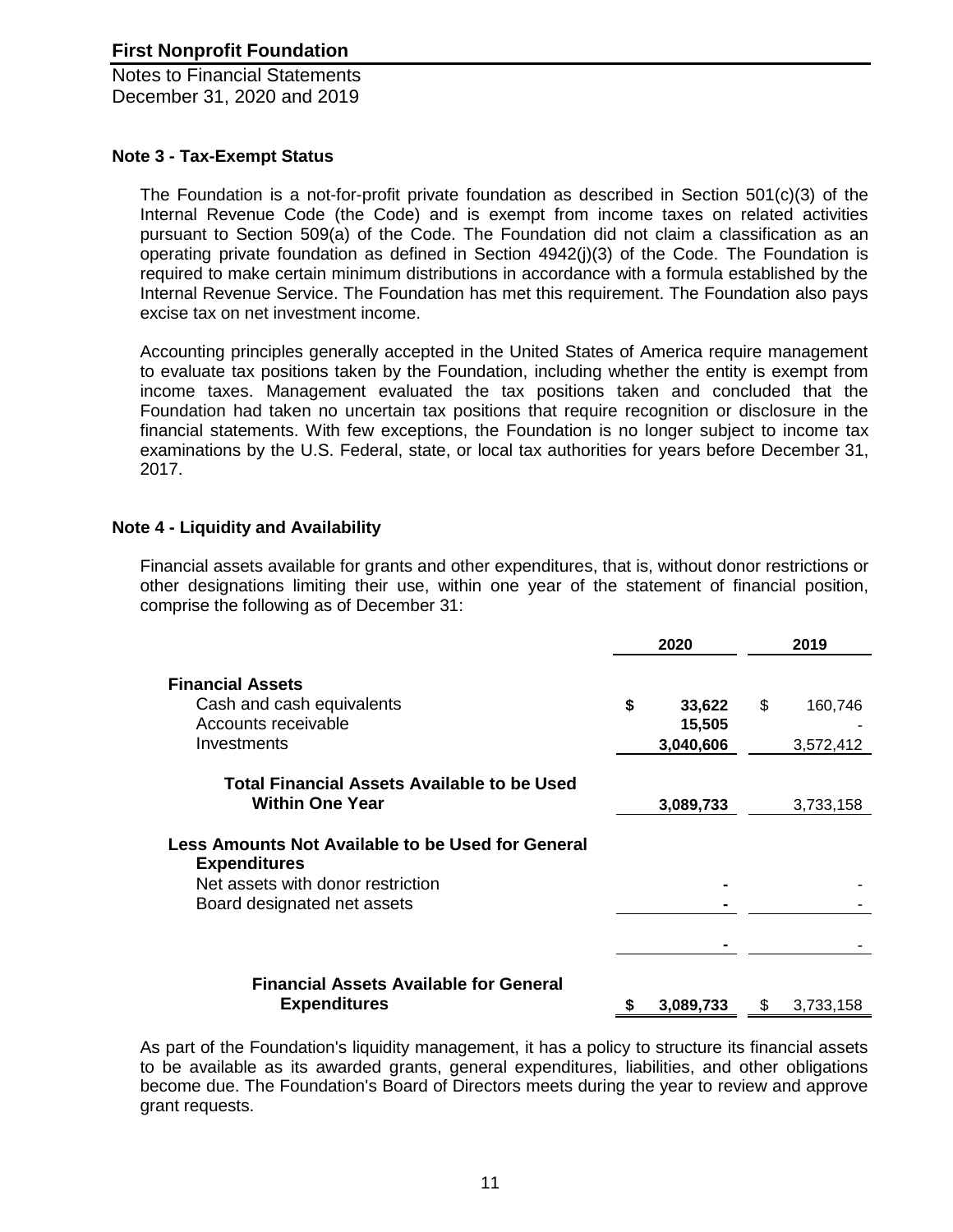# First Nonprofit Foundation

Notes to Financial Statements
December 31, 2020 and 2019

## Note 3 - Tax-Exempt Status

The Foundation is a not-for-profit private foundation as described in Section 501(c)(3) of the Internal Revenue Code (the Code) and is exempt from income taxes on related activities pursuant to Section 509(a) of the Code. The Foundation did not claim a classification as an operating private foundation as defined in Section 4942(j)(3) of the Code. The Foundation is required to make certain minimum distributions in accordance with a formula established by the Internal Revenue Service. The Foundation has met this requirement. The Foundation also pays excise tax on net investment income.

Accounting principles generally accepted in the United States of America require management to evaluate tax positions taken by the Foundation, including whether the entity is exempt from income taxes. Management evaluated the tax positions taken and concluded that the Foundation had taken no uncertain tax positions that require recognition or disclosure in the financial statements. With few exceptions, the Foundation is no longer subject to income tax examinations by the U.S. Federal, state, or local tax authorities for years before December 31, 2017.

## Note 4 - Liquidity and Availability

Financial assets available for grants and other expenditures, that is, without donor restrictions or other designations limiting their use, within one year of the statement of financial position, comprise the following as of December 31:

| | 2020 | 2019 |
|---|---|---|
| **Financial Assets** | | |
| Cash and cash equivalents | **$ 33,622** | $ 160,746 |
| Accounts receivable | **15,505** | - |
| Investments | **3,040,606** | 3,572,412 |
| **Total Financial Assets Available to be Used Within One Year** | **3,089,733** | 3,733,158 |
| **Less Amounts Not Available to be Used for General Expenditures** | | |
| Net assets with donor restriction | **-** | - |
| Board designated net assets | **-** | - |
| | **-** | - |
| **Financial Assets Available for General Expenditures** | **$ 3,089,733** | $ 3,733,158 |

As part of the Foundation's liquidity management, it has a policy to structure its financial assets to be available as its awarded grants, general expenditures, liabilities, and other obligations become due. The Foundation's Board of Directors meets during the year to review and approve grant requests.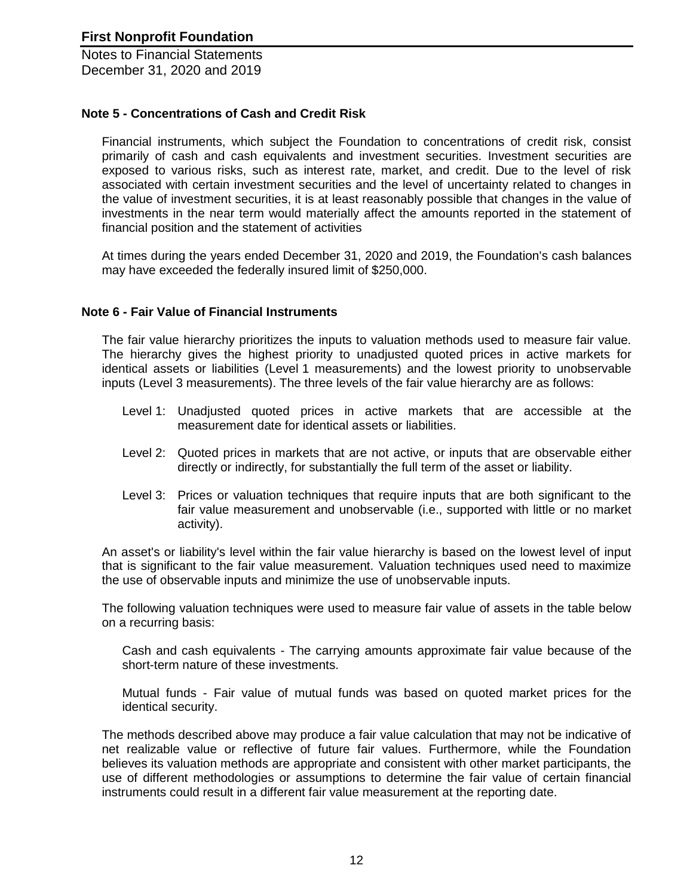## Note 5 - Concentrations of Cash and Credit Risk

Financial instruments, which subject the Foundation to concentrations of credit risk, consist primarily of cash and cash equivalents and investment securities. Investment securities are exposed to various risks, such as interest rate, market, and credit. Due to the level of risk associated with certain investment securities and the level of uncertainty related to changes in the value of investment securities, it is at least reasonably possible that changes in the value of investments in the near term would materially affect the amounts reported in the statement of financial position and the statement of activities

At times during the years ended December 31, 2020 and 2019, the Foundation's cash balances may have exceeded the federally insured limit of $250,000.

## Note 6 - Fair Value of Financial Instruments

The fair value hierarchy prioritizes the inputs to valuation methods used to measure fair value. The hierarchy gives the highest priority to unadjusted quoted prices in active markets for identical assets or liabilities (Level 1 measurements) and the lowest priority to unobservable inputs (Level 3 measurements). The three levels of the fair value hierarchy are as follows:

- Level 1: Unadjusted quoted prices in active markets that are accessible at the measurement date for identical assets or liabilities.
- Level 2: Quoted prices in markets that are not active, or inputs that are observable either directly or indirectly, for substantially the full term of the asset or liability.
- Level 3: Prices or valuation techniques that require inputs that are both significant to the fair value measurement and unobservable (i.e., supported with little or no market activity).

An asset's or liability's level within the fair value hierarchy is based on the lowest level of input that is significant to the fair value measurement. Valuation techniques used need to maximize the use of observable inputs and minimize the use of unobservable inputs.

The following valuation techniques were used to measure fair value of assets in the table below on a recurring basis:

Cash and cash equivalents - The carrying amounts approximate fair value because of the short-term nature of these investments.

Mutual funds - Fair value of mutual funds was based on quoted market prices for the identical security.

The methods described above may produce a fair value calculation that may not be indicative of net realizable value or reflective of future fair values. Furthermore, while the Foundation believes its valuation methods are appropriate and consistent with other market participants, the use of different methodologies or assumptions to determine the fair value of certain financial instruments could result in a different fair value measurement at the reporting date.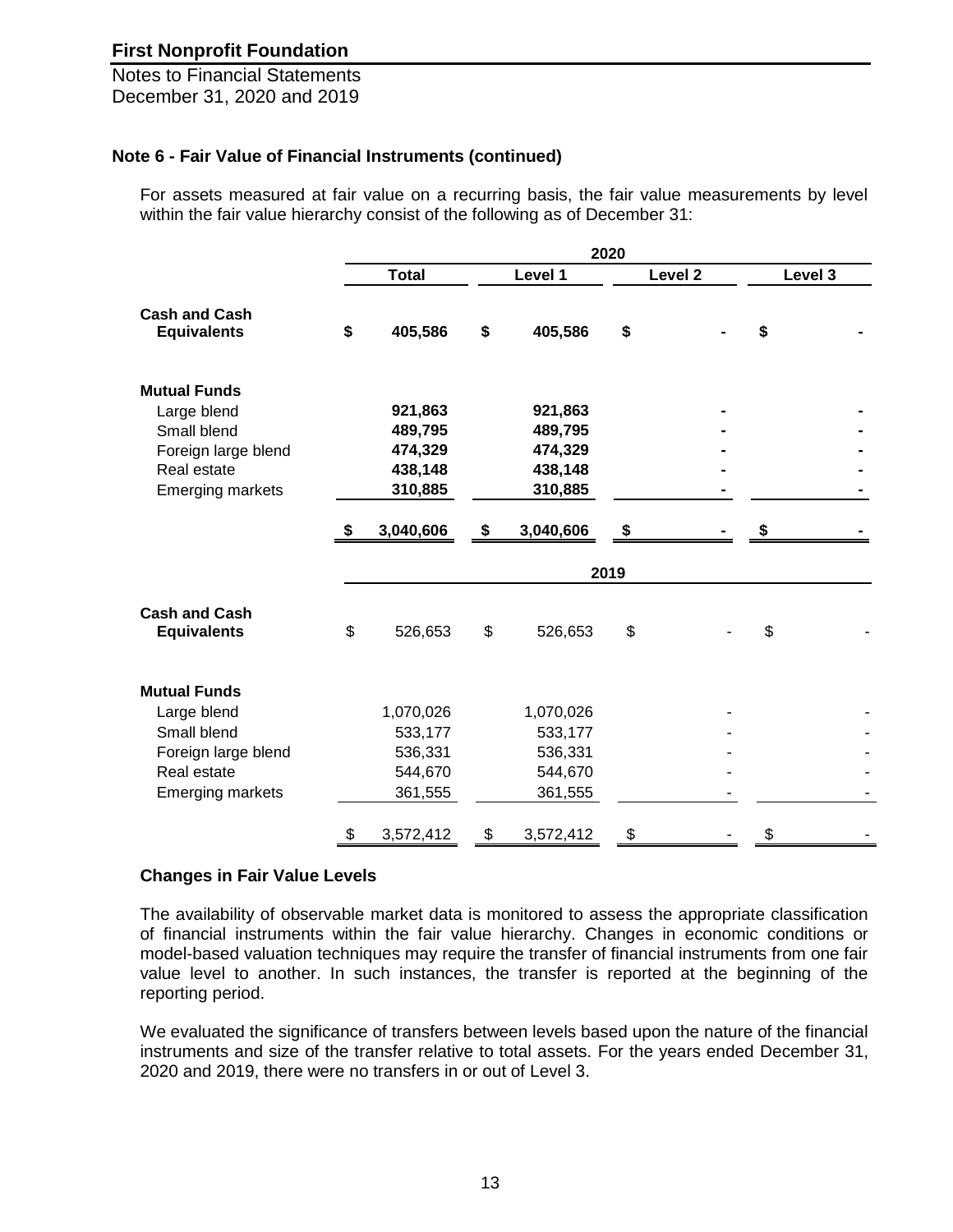**First Nonprofit Foundation**

Notes to Financial Statements
December 31, 2020 and 2019

### Note 6 - Fair Value of Financial Instruments (continued)

For assets measured at fair value on a recurring basis, the fair value measurements by level within the fair value hierarchy consist of the following as of December 31:

| | 2020 | | | |
|---|---|---|---|---|
| | **Total** | **Level 1** | **Level 2** | **Level 3** |
| **Cash and Cash Equivalents** | **$ 405,586** | **$ 405,586** | **$ -** | **$ -** |
| **Mutual Funds** | | | | |
| Large blend | **921,863** | **921,863** | **-** | **-** |
| Small blend | **489,795** | **489,795** | **-** | **-** |
| Foreign large blend | **474,329** | **474,329** | **-** | **-** |
| Real estate | **438,148** | **438,148** | **-** | **-** |
| Emerging markets | **310,885** | **310,885** | **-** | **-** |
| | **$ 3,040,606** | **$ 3,040,606** | **$ -** | **$ -** |
| | **2019** | | | |
| **Cash and Cash Equivalents** | $ 526,653 | $ 526,653 | $ - | $ - |
| **Mutual Funds** | | | | |
| Large blend | 1,070,026 | 1,070,026 | - | - |
| Small blend | 533,177 | 533,177 | - | - |
| Foreign large blend | 536,331 | 536,331 | - | - |
| Real estate | 544,670 | 544,670 | - | - |
| Emerging markets | 361,555 | 361,555 | - | - |
| | $ 3,572,412 | $ 3,572,412 | $ - | $ - |

### Changes in Fair Value Levels

The availability of observable market data is monitored to assess the appropriate classification of financial instruments within the fair value hierarchy. Changes in economic conditions or model-based valuation techniques may require the transfer of financial instruments from one fair value level to another. In such instances, the transfer is reported at the beginning of the reporting period.

We evaluated the significance of transfers between levels based upon the nature of the financial instruments and size of the transfer relative to total assets. For the years ended December 31, 2020 and 2019, there were no transfers in or out of Level 3.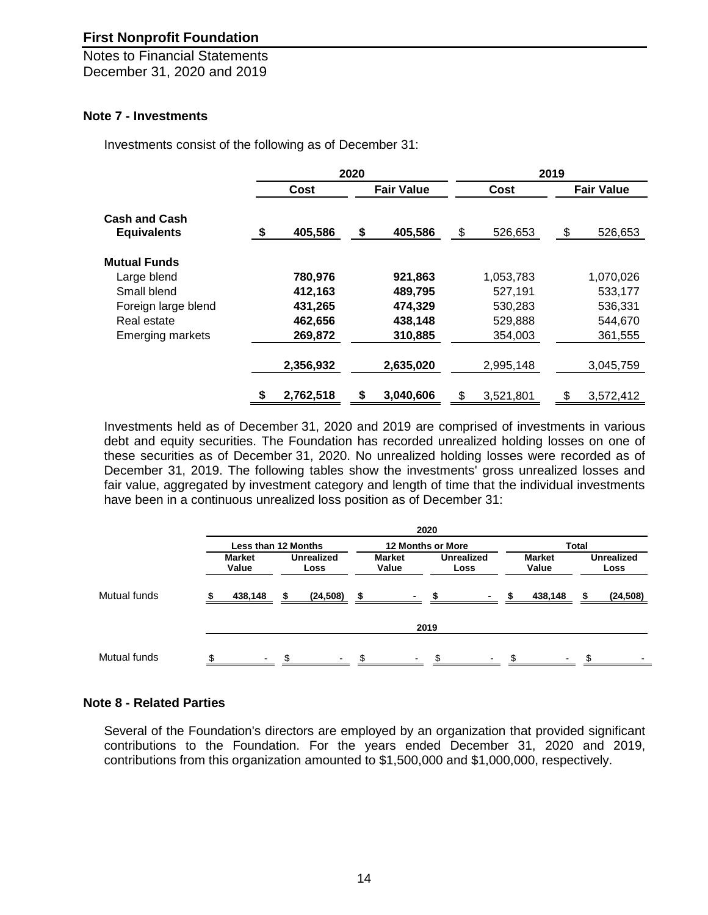## First Nonprofit Foundation

Notes to Financial Statements
December 31, 2020 and 2019

### Note 7 - Investments

Investments consist of the following as of December 31:

| | 2020 | | 2019 | |
|---|---|---|---|---|
| | **Cost** | **Fair Value** | **Cost** | **Fair Value** |
| **Cash and Cash Equivalents** | **$ 405,586** | **$ 405,586** | $ 526,653 | $ 526,653 |
| **Mutual Funds** | | | | |
| Large blend | **780,976** | **921,863** | 1,053,783 | 1,070,026 |
| Small blend | **412,163** | **489,795** | 527,191 | 533,177 |
| Foreign large blend | **431,265** | **474,329** | 530,283 | 536,331 |
| Real estate | **462,656** | **438,148** | 529,888 | 544,670 |
| Emerging markets | **269,872** | **310,885** | 354,003 | 361,555 |
| | **2,356,932** | **2,635,020** | 2,995,148 | 3,045,759 |
| | **$ 2,762,518** | **$ 3,040,606** | $ 3,521,801 | $ 3,572,412 |

Investments held as of December 31, 2020 and 2019 are comprised of investments in various debt and equity securities. The Foundation has recorded unrealized holding losses on one of these securities as of December 31, 2020. No unrealized holding losses were recorded as of December 31, 2019. The following tables show the investments' gross unrealized losses and fair value, aggregated by investment category and length of time that the individual investments have been in a continuous unrealized loss position as of December 31:

| | 2020 | | | | | |
|---|---|---|---|---|---|---|
| | **Less than 12 Months** | | **12 Months or More** | | **Total** | |
| | **Market Value** | **Unrealized Loss** | **Market Value** | **Unrealized Loss** | **Market Value** | **Unrealized Loss** |
| Mutual funds | **$ 438,148** | **$ (24,508)** | **$ -** | **$ -** | **$ 438,148** | **$ (24,508)** |
| | **2019** | | | | | |
| Mutual funds | $ - | $ - | $ - | $ - | $ - | $ - |

### Note 8 - Related Parties

Several of the Foundation's directors are employed by an organization that provided significant contributions to the Foundation. For the years ended December 31, 2020 and 2019, contributions from this organization amounted to $1,500,000 and $1,000,000, respectively.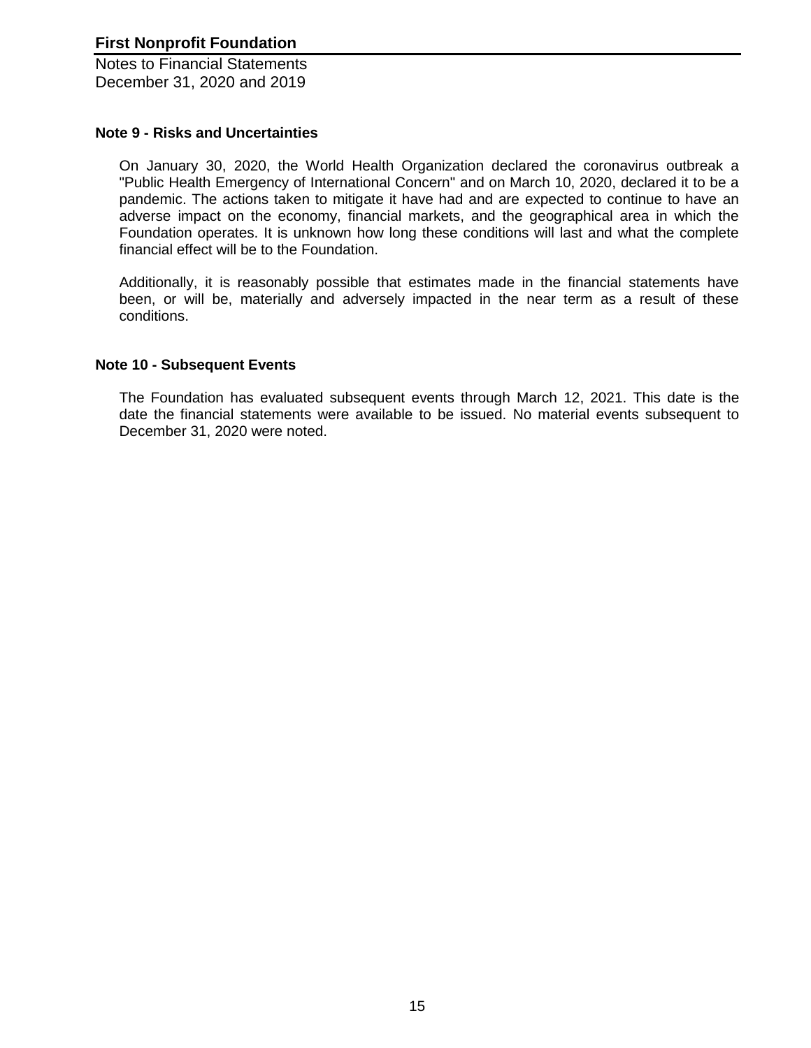### Note 9 - Risks and Uncertainties

On January 30, 2020, the World Health Organization declared the coronavirus outbreak a "Public Health Emergency of International Concern" and on March 10, 2020, declared it to be a pandemic. The actions taken to mitigate it have had and are expected to continue to have an adverse impact on the economy, financial markets, and the geographical area in which the Foundation operates. It is unknown how long these conditions will last and what the complete financial effect will be to the Foundation.

Additionally, it is reasonably possible that estimates made in the financial statements have been, or will be, materially and adversely impacted in the near term as a result of these conditions.

### Note 10 - Subsequent Events

The Foundation has evaluated subsequent events through March 12, 2021. This date is the date the financial statements were available to be issued. No material events subsequent to December 31, 2020 were noted.